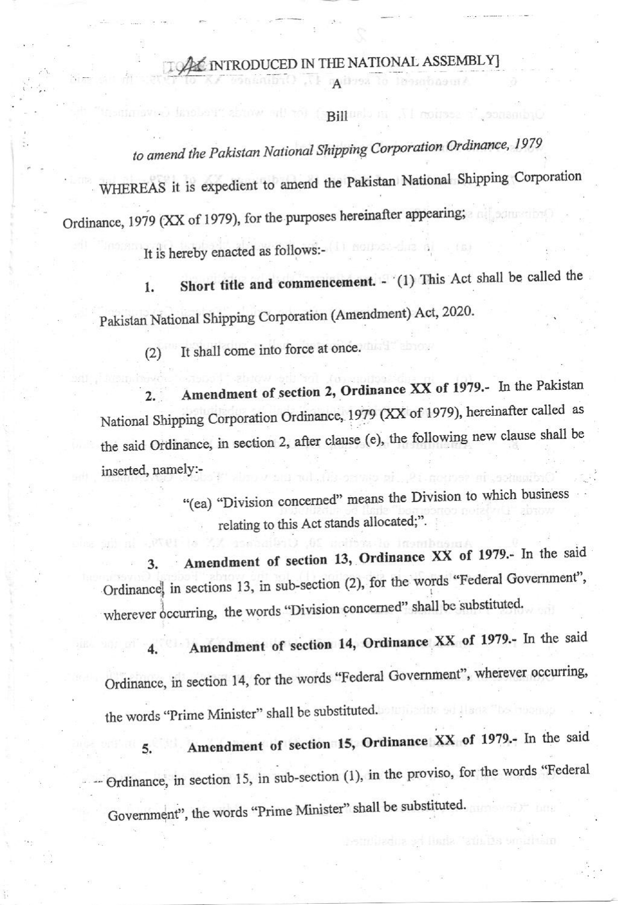[TO BE INTRODUCED IN THE NATIONAL ASSEMBLY]

A

Bill

*to amend the Pakistan National Shipping Corporation Ordinance, 1979*

WHEREAS it is expedient to amend the Pakistan National Shipping Corporation Ordinance, 1979 (XX of 1979), for the purposes hereinafter appearing;

It is hereby enacted as follows:-

1. **Short title and commencement.** - (1) This Act shall be called the Pakistan National Shipping Corporation (Amendment) Act, 2020.

(2) It shall come into force at once.

2. **Amendment of section 2, Ordinance XX of 1979.**- In the Pakistan National Shipping Corporation Ordinance, 1979 (XX of 1979), hereinafter called as the said Ordinance, in section 2, after clause (e), the following new clause shall be inserted, namely:-

> "(ea) "Division concerned" means the Division to which business relating to this Act stands allocated;".

3. **Amendment of section 13, Ordinance XX of 1979.**- In the said Ordinance, in sections 13, in sub-section (2), for the words "Federal Government", wherever occurring, the words "Division concerned" shall be substituted.

4. **Amendment of section 14, Ordinance XX of 1979.**- In the said Ordinance, in section 14, for the words "Federal Government", wherever occurring, the words "Prime Minister" shall be substituted.

5. **Amendment of section 15, Ordinance XX of 1979.**- In the said Ordinance, in section 15, in sub-section (1), in the proviso, for the words "Federal Government", the words "Prime Minister" shall be substituted.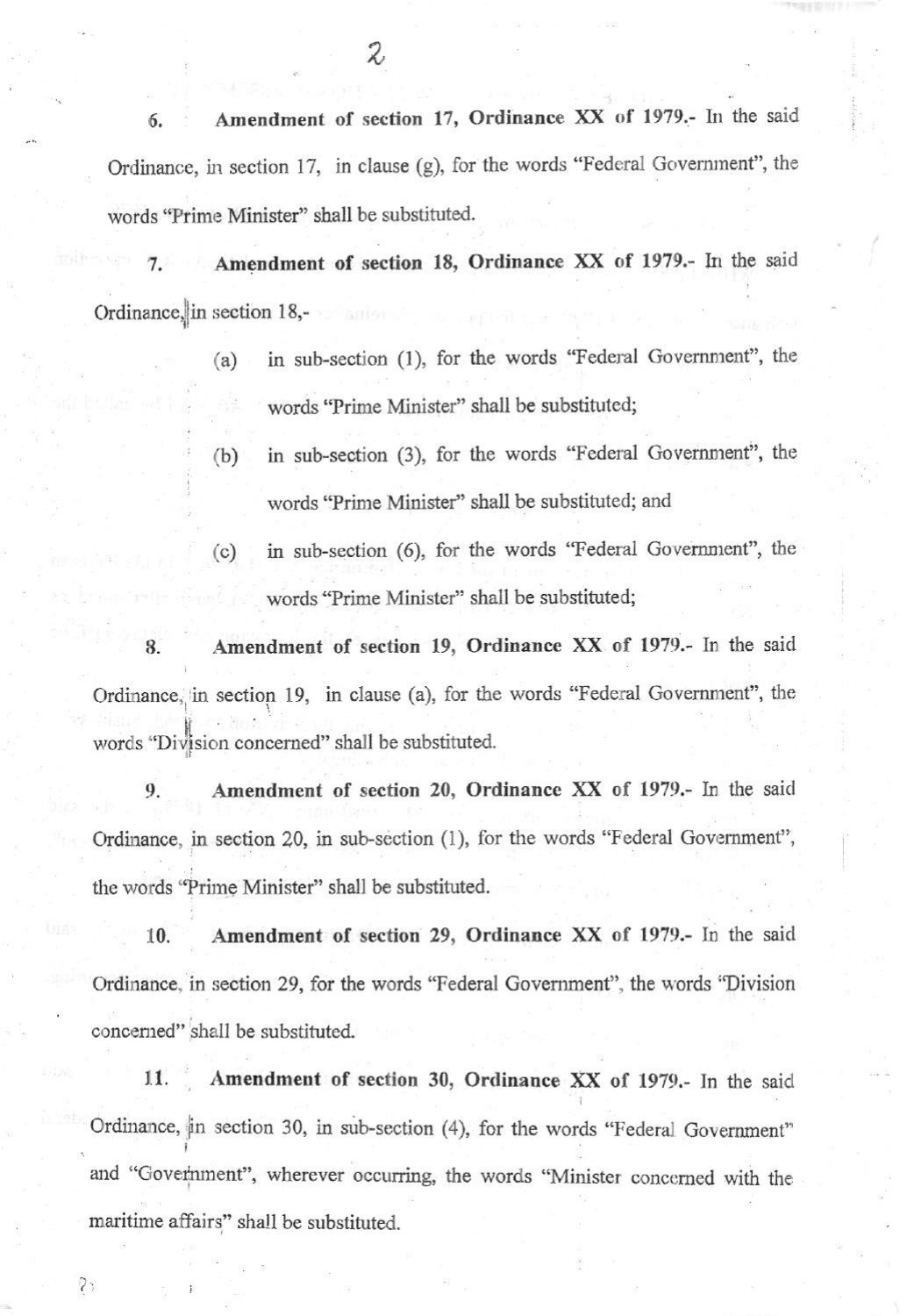6. **Amendment of section 17, Ordinance XX of 1979.**- In the said Ordinance, in section 17, in clause (g), for the words "Federal Government", the words "Prime Minister" shall be substituted.

7. **Amendment of section 18, Ordinance XX of 1979.**- In the said Ordinance, in section 18,-

   (a) in sub-section (1), for the words "Federal Government", the words "Prime Minister" shall be substituted;

   (b) in sub-section (3), for the words "Federal Government", the words "Prime Minister" shall be substituted; and

   (c) in sub-section (6), for the words "Federal Government", the words "Prime Minister" shall be substituted;

8. **Amendment of section 19, Ordinance XX of 1979.**- In the said Ordinance, in section 19, in clause (a), for the words "Federal Government", the words "Division concerned" shall be substituted.

9. **Amendment of section 20, Ordinance XX of 1979.**- In the said Ordinance, in section 20, in sub-section (1), for the words "Federal Government", the words "Prime Minister" shall be substituted.

10. **Amendment of section 29, Ordinance XX of 1979.**- In the said Ordinance, in section 29, for the words "Federal Government", the words "Division concerned" shall be substituted.

11. **Amendment of section 30, Ordinance XX of 1979.**- In the said Ordinance, in section 30, in sub-section (4), for the words "Federal Government" and "Government", wherever occurring, the words "Minister concerned with the maritime affairs" shall be substituted.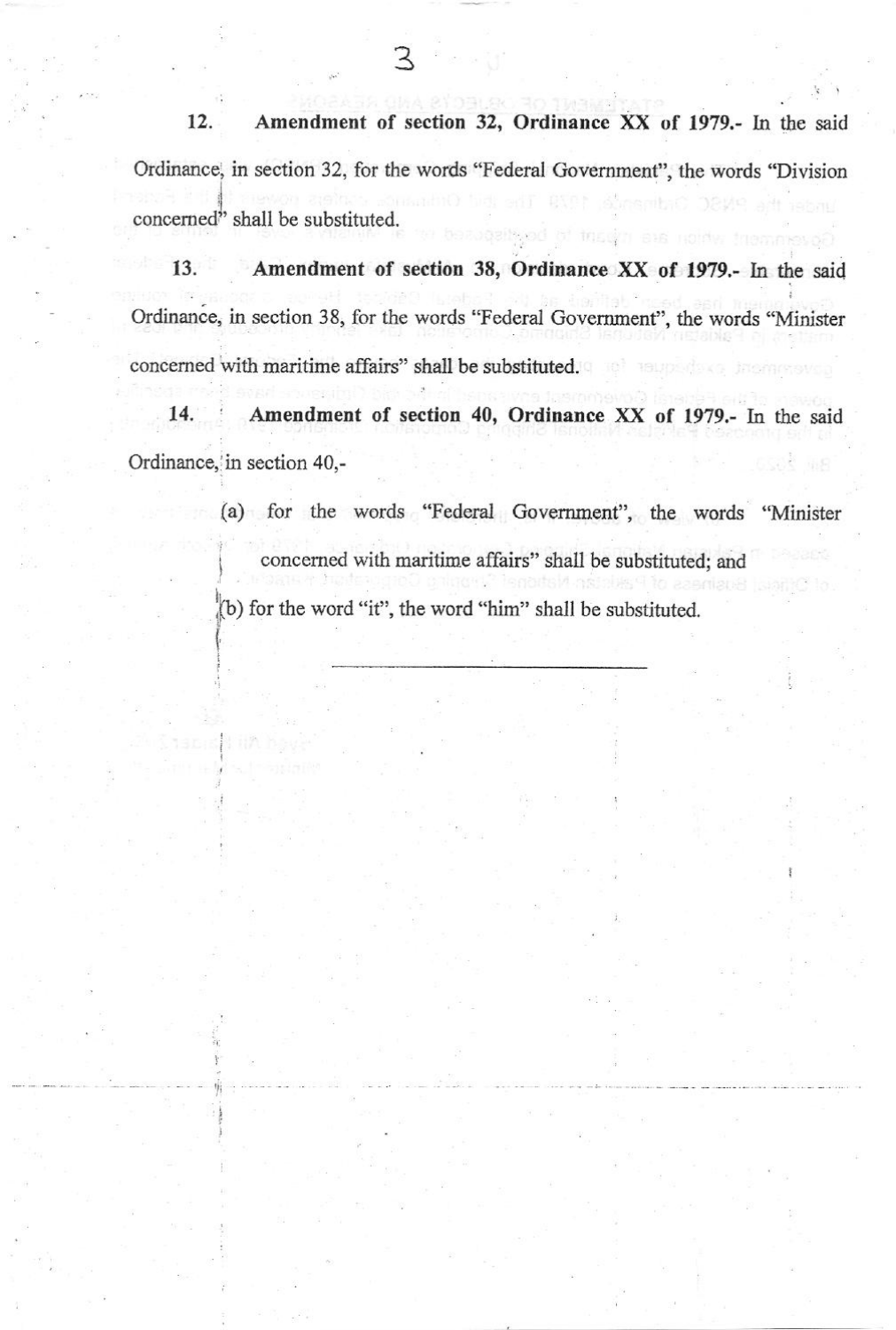**12. Amendment of section 32, Ordinance XX of 1979.-** In the said Ordinance, in section 32, for the words "Federal Government", the words "Division concerned" shall be substituted.

**13. Amendment of section 38, Ordinance XX of 1979.-** In the said Ordinance, in section 38, for the words "Federal Government", the words "Minister concerned with maritime affairs" shall be substituted.

**14. Amendment of section 40, Ordinance XX of 1979.-** In the said Ordinance, in section 40,-

(a) for the words "Federal Government", the words "Minister concerned with maritime affairs" shall be substituted; and

(b) for the word "it", the word "him" shall be substituted.

---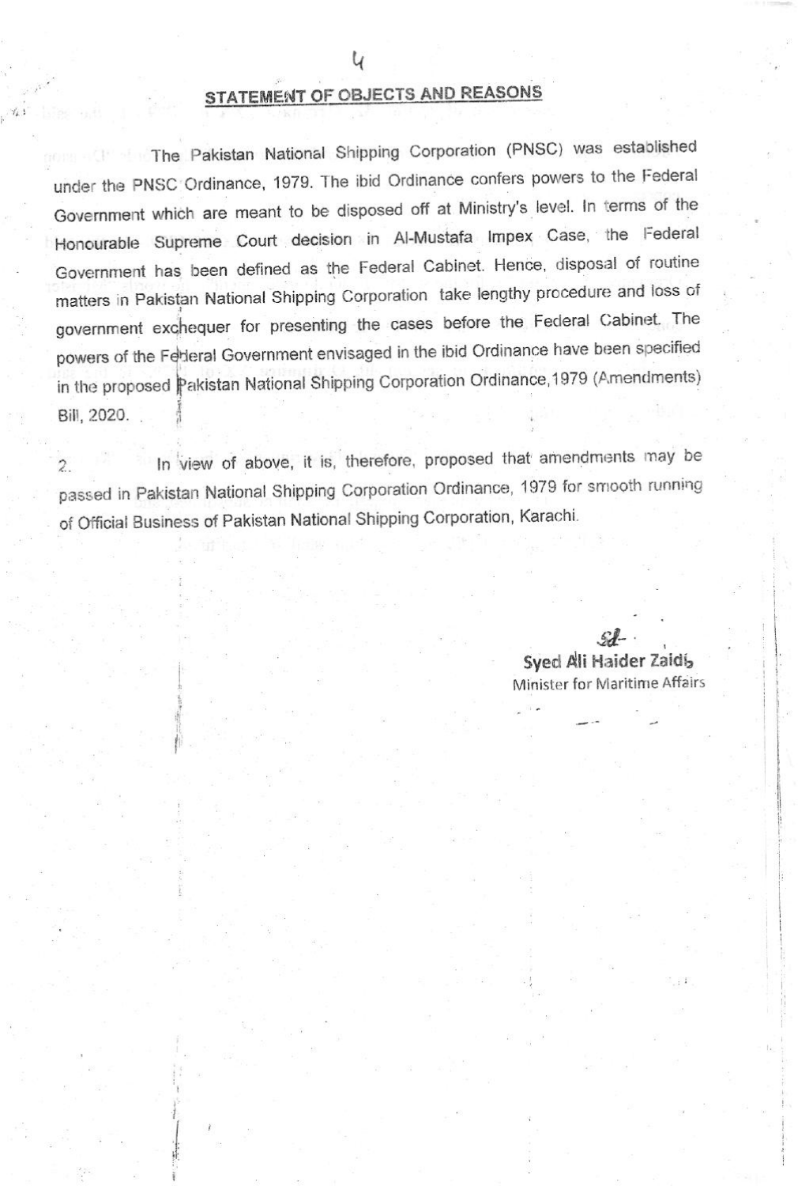## STATEMENT OF OBJECTS AND REASONS

The Pakistan National Shipping Corporation (PNSC) was established under the PNSC Ordinance, 1979. The ibid Ordinance confers powers to the Federal Government which are meant to be disposed off at Ministry's level. In terms of the Honourable Supreme Court decision in Al-Mustafa Impex Case, the Federal Government has been defined as the Federal Cabinet. Hence, disposal of routine matters in Pakistan National Shipping Corporation take lengthy procedure and loss of government exchequer for presenting the cases before the Federal Cabinet. The powers of the Federal Government envisaged in the ibid Ordinance have been specified in the proposed Pakistan National Shipping Corporation Ordinance, 1979 (Amendments) Bill, 2020.

2. In view of above, it is, therefore, proposed that amendments may be passed in Pakistan National Shipping Corporation Ordinance, 1979 for smooth running of Official Business of Pakistan National Shipping Corporation, Karachi.

Sd-

**Syed Ali Haider Zaidi**
Minister for Maritime Affairs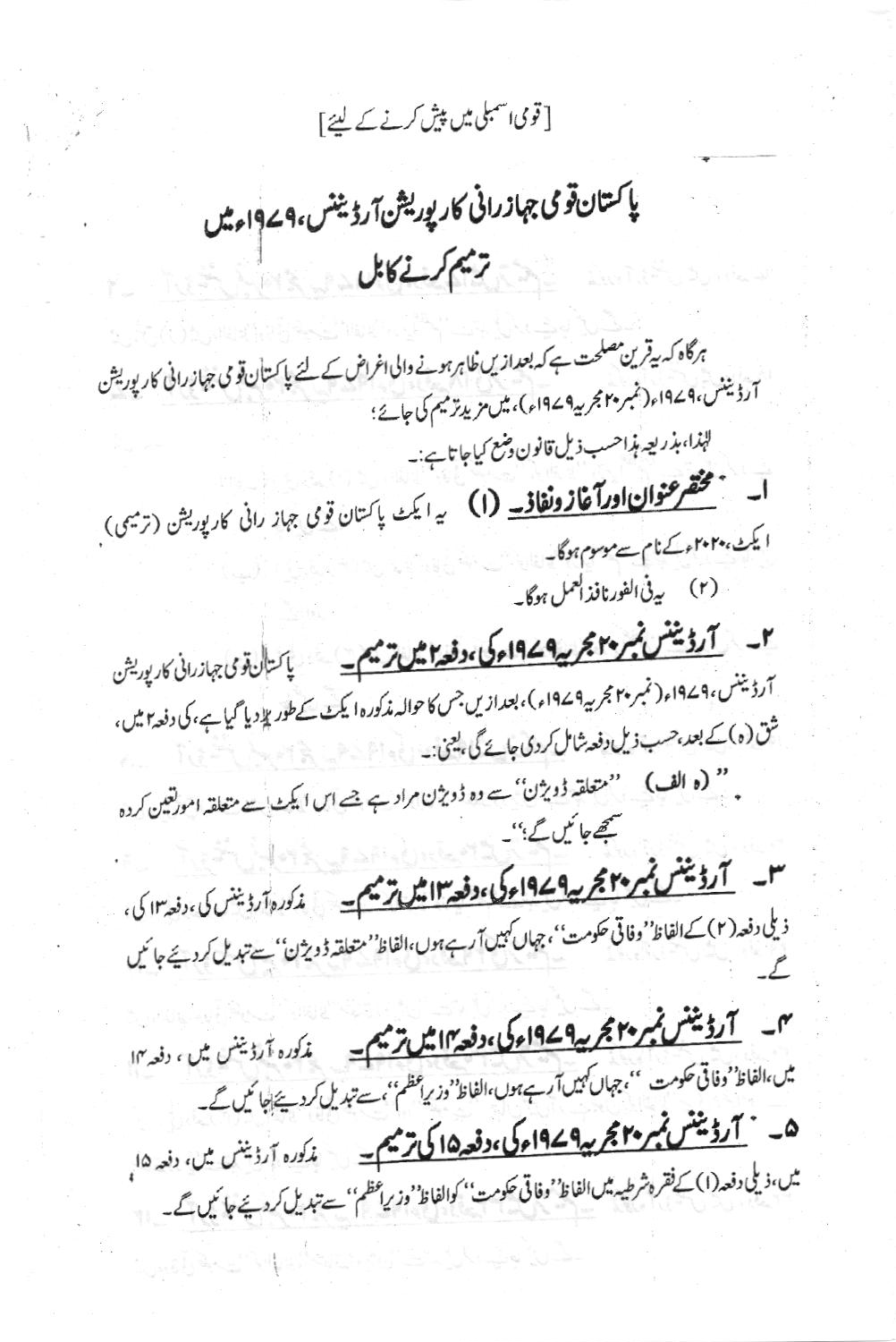[قومی اسمبلی میں پیش کرنے کے لیئے]

# پاکستان قومی جہاز رانی کارپوریشن آرڈیننس، ۱۹۷۹ء میں ترمیم کرنے کا بل

ہرگاہ کہ یہ قرین مصلحت ہے کہ بعدازیں ظاہر ہونے والی اغراض کے لئے پاکستان قومی جہاز رانی کارپوریشن آرڈیننس، ۱۹۷۹ء (نمبر ۲۰ مجریہ ۱۹۷۹ء)، میں مزید ترمیم کی جائے؛

لہٰذا، بذریعہ ہذا حسب ذیل قانون وضع کیا جاتا ہے:۔

۱۔ **مختصر عنوان اور آغاز و نفاذ۔** (۱) یہ ایکٹ پاکستان قومی جہاز رانی کارپوریشن (ترمیمی) ایکٹ، ۲۰۲۰ء کے نام سے موسوم ہوگا۔

(۲) یہ فی الفور نافذ العمل ہوگا۔

۲۔ **آرڈیننس نمبر ۲۰ مجریہ ۱۹۷۹ء کی، دفعہ ۲ میں ترمیم۔** پاکستان قومی جہاز رانی کارپوریشن آرڈیننس، ۱۹۷۹ء (نمبر ۲۰ مجریہ ۱۹۷۹ء)، بعدازیں جس کا حوالہ مذکورہ ایکٹ کے طور پر دیا گیا ہے، کی دفعہ ۲ میں، شق (ہ) کے بعد، حسب ذیل دفعہ شامل کردی جائے گی، یعنی:۔

"(ہ الف) ''متعلقہ ڈویژن'' سے وہ ڈویژن مراد ہے جسے اس ایکٹ سے متعلقہ امور تعین کردہ سمجھے جائیں گے؛"۔

۳۔ **آرڈیننس نمبر ۲۰ مجریہ ۱۹۷۹ء کی، دفعہ ۱۳ میں ترمیم۔** مذکورہ آرڈیننس کی، دفعہ ۱۳ کی، ذیلی دفعہ (۲) کے الفاظ ''وفاقی حکومت''، جہاں کہیں آ رہے ہوں، الفاظ ''متعلقہ ڈویژن'' سے تبدیل کردیئے جائیں گے۔

۴۔ **آرڈیننس نمبر ۲۰ مجریہ ۱۹۷۹ء کی، دفعہ ۱۴ میں ترمیم۔** مذکورہ آرڈیننس میں، دفعہ ۱۴ میں، الفاظ ''وفاقی حکومت''، جہاں کہیں آ رہے ہوں، الفاظ ''وزیر اعظم''، سے تبدیل کردیئے جائیں گے۔

۵۔ **آرڈیننس نمبر ۲۰ مجریہ ۱۹۷۹ء کی، دفعہ ۱۵ کی ترمیم۔** مذکورہ آرڈیننس میں، دفعہ ۱۵ میں، ذیلی دفعہ (۱) کے فقرہ شرطیہ میں الفاظ ''وفاقی حکومت'' کو الفاظ ''وزیر اعظم'' سے تبدیل کردیئے جائیں گے۔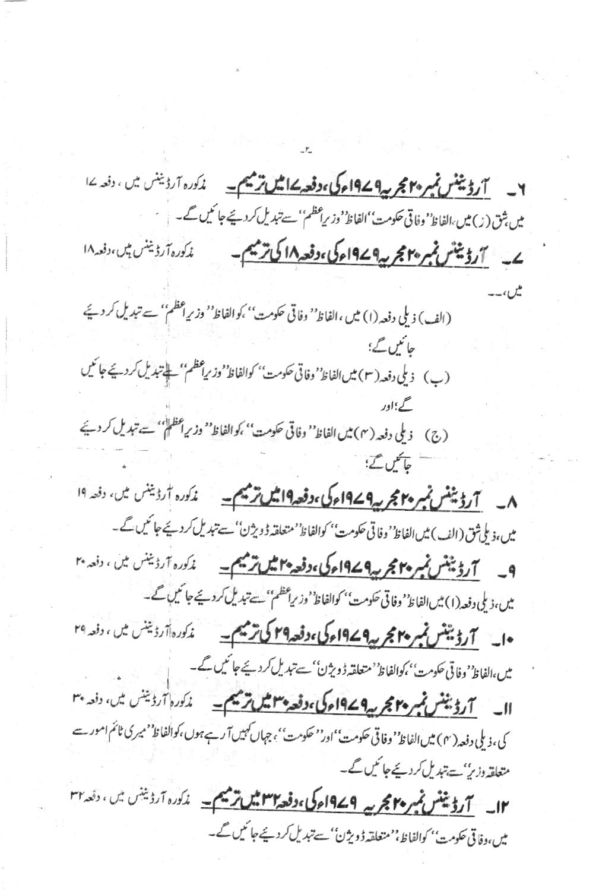۶۔ **آرڈیننس نمبر ۲۰ مجریہ ۱۹۷۹ء کی، دفعہ ۱۷ میں ترمیم۔** مذکورہ آرڈیننس میں، دفعہ ۱۷ میں، شق (ز) میں، الفاظ ''وفاقی حکومت'' الفاظ ''وزیراعظم'' سے تبدیل کردیئے جائیں گے۔

۷۔ **آرڈیننس نمبر ۲۰ مجریہ ۱۹۷۹ء کی، دفعہ ۱۸ کی ترمیم۔** مذکورہ آرڈیننس میں، دفعہ ۱۸ میں،۔۔

(الف) ذیلی دفعہ (۱) میں، الفاظ ''وفاقی حکومت''، کو الفاظ ''وزیراعظم'' سے تبدیل کردیئے جائیں گے؛

(ب) ذیلی دفعہ (۳) میں الفاظ ''وفاقی حکومت'' کو الفاظ ''وزیراعظم'' سے تبدیل کردیئے جائیں گے؛ اور

(ج) ذیلی دفعہ (۴) میں الفاظ ''وفاقی حکومت''، کو الفاظ ''وزیراعظم''، سے تبدیل کردیئے جائیں گے؛

۸۔ **آرڈیننس نمبر ۲۰ مجریہ ۱۹۷۹ء کی، دفعہ ۱۹ میں ترمیم۔** مذکورہ آرڈیننس میں، دفعہ ۱۹ میں، ذیلی شق (الف) میں الفاظ ''وفاقی حکومت''، کو الفاظ ''متعلقہ ڈویژن'' سے تبدیل کردیئے جائیں گے۔

۹۔ **آرڈیننس نمبر ۲۰ مجریہ ۱۹۷۹ء کی، دفعہ ۲۰ میں ترمیم۔** مذکورہ آرڈیننس میں، دفعہ ۲۰ میں، ذیلی دفعہ (۱) میں الفاظ ''وفاقی حکومت''، کو الفاظ ''وزیراعظم'' سے تبدیل کردیئے جائیں گے۔

۱۰۔ **آرڈیننس نمبر ۲۰ مجریہ ۱۹۷۹ء کی، دفعہ ۲۹ کی ترمیم۔** مذکورہ آرڈیننس میں، دفعہ ۲۹ میں، الفاظ ''وفاقی حکومت''، کو الفاظ ''متعلقہ ڈویژن'' سے تبدیل کردیئے جائیں گے۔

۱۱۔ **آرڈیننس نمبر ۲۰ مجریہ ۱۹۷۹ء کی، دفعہ ۳۰ میں ترمیم۔** مذکورہ آرڈیننس میں، دفعہ ۳۰ کی، ذیلی دفعہ (۴) میں الفاظ ''وفاقی حکومت'' اور ''حکومت''، جہاں کہیں آرہے ہوں، کو الفاظ ''میری ٹائم امور سے متعلقہ وزیر'' سے تبدیل کردیئے جائیں گے۔

۱۲۔ **آرڈیننس نمبر ۲۰ مجریہ ۱۹۷۹ء کی، دفعہ ۳۲ میں ترمیم۔** مذکورہ آرڈیننس میں، دفعہ ۳۲ میں، وفاقی حکومت''، کو الفاظ ''متعلقہ ڈویژن'' سے تبدیل کردیئے جائیں گے۔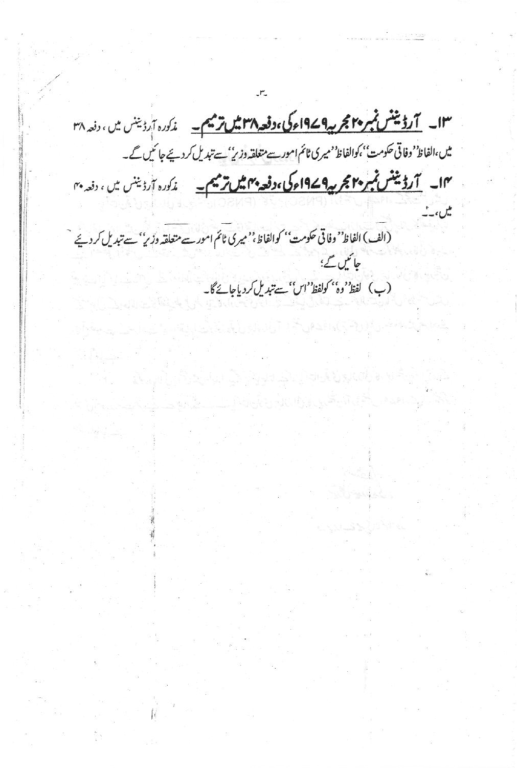۱۳۔ **آرڈیننس نمبر ۲۰ مجریہ ۱۹۷۹ء کی، دفعہ ۳۸ میں ترمیم۔** مذکورہ آرڈیننس میں، دفعہ ۳۸ میں، الفاظ ''وفاقی حکومت''، کو الفاظ ''میری ٹائم امور سے متعلقہ وزیر'' سے تبدیل کر دیئے جائیں گے۔

۱۴۔ **آرڈیننس نمبر ۲۰ مجریہ ۱۹۷۹ء کی، دفعہ ۴۰ میں ترمیم۔** مذکورہ آرڈیننس میں، دفعہ ۴۰ میں،۔

(الف) الفاظ ''وفاقی حکومت''، کو الفاظ ''میری ٹائم امور سے متعلقہ وزیر'' سے تبدیل کر دیئے جائیں گے؛

(ب) لفظ ''وہ'' کو لفظ ''اس'' سے تبدیل کر دیا جائے گا۔